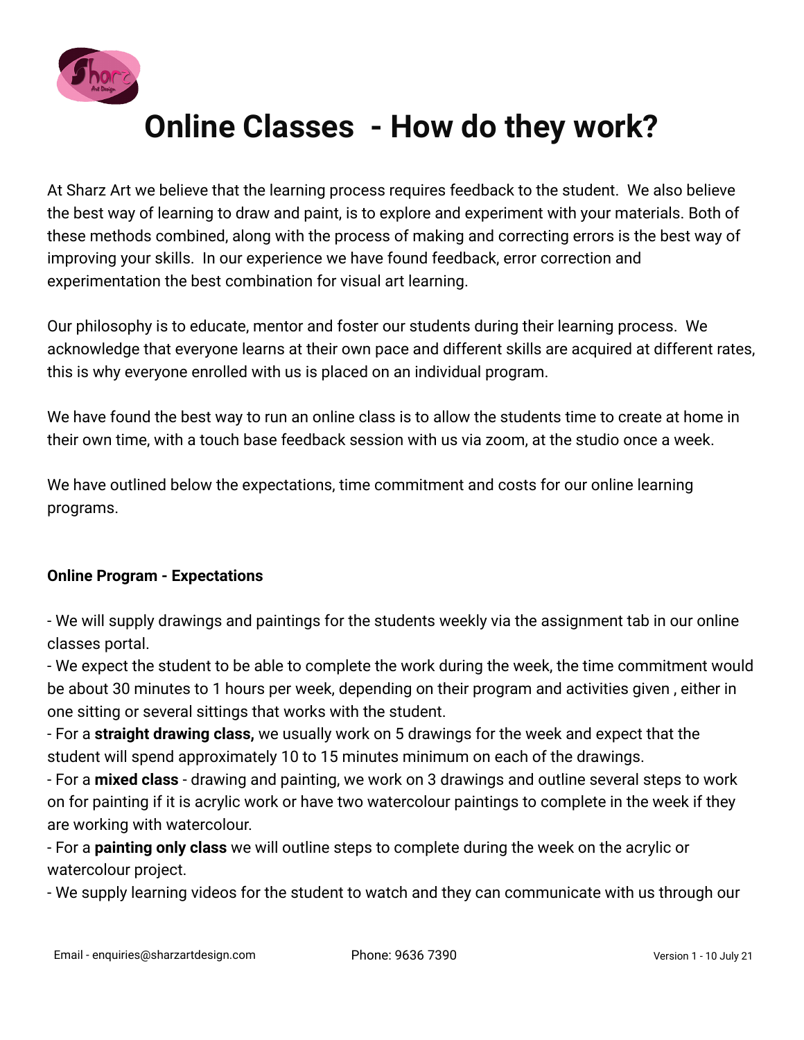# Online Classes - How do they work?

At Sharz Art we believe that the learning process requires feedback to the student. We also believe the best way of learning to draw and paint, is to explore and experiment with your materials. Both of these methods combined, along with the process of making and correcting errors is the best way of improving your skills. In our experience we have found feedback, error correction and experimentation the best combination for visual art learning.

Our philosophy is to educate, mentor and foster our students during their learning process. We acknowledge that everyone learns at their own pace and different skills are acquired at different rates, this is why everyone enrolled with us is placed on an individual program.

We have found the best way to run an online class is to allow the students time to create at home in their own time, with a touch base feedback session with us via zoom, at the studio once a week.

We have outlined below the expectations, time commitment and costs for our online learning programs.

**Online Program - Expectations**

- We will supply drawings and paintings for the students weekly via the assignment tab in our online classes portal.
- We expect the student to be able to complete the work during the week, the time commitment would be about 30 minutes to 1 hours per week, depending on their program and activities given , either in one sitting or several sittings that works with the student.
- For a **straight drawing class,** we usually work on 5 drawings for the week and expect that the student will spend approximately 10 to 15 minutes minimum on each of the drawings.
- For a **mixed class** - drawing and painting, we work on 3 drawings and outline several steps to work on for painting if it is acrylic work or have two watercolour paintings to complete in the week if they are working with watercolour.
- For a **painting only class** we will outline steps to complete during the week on the acrylic or watercolour project.
- We supply learning videos for the student to watch and they can communicate with us through our

Email - enquiries@sharzartdesign.com Phone: 9636 7390 Version 1 - 10 July 21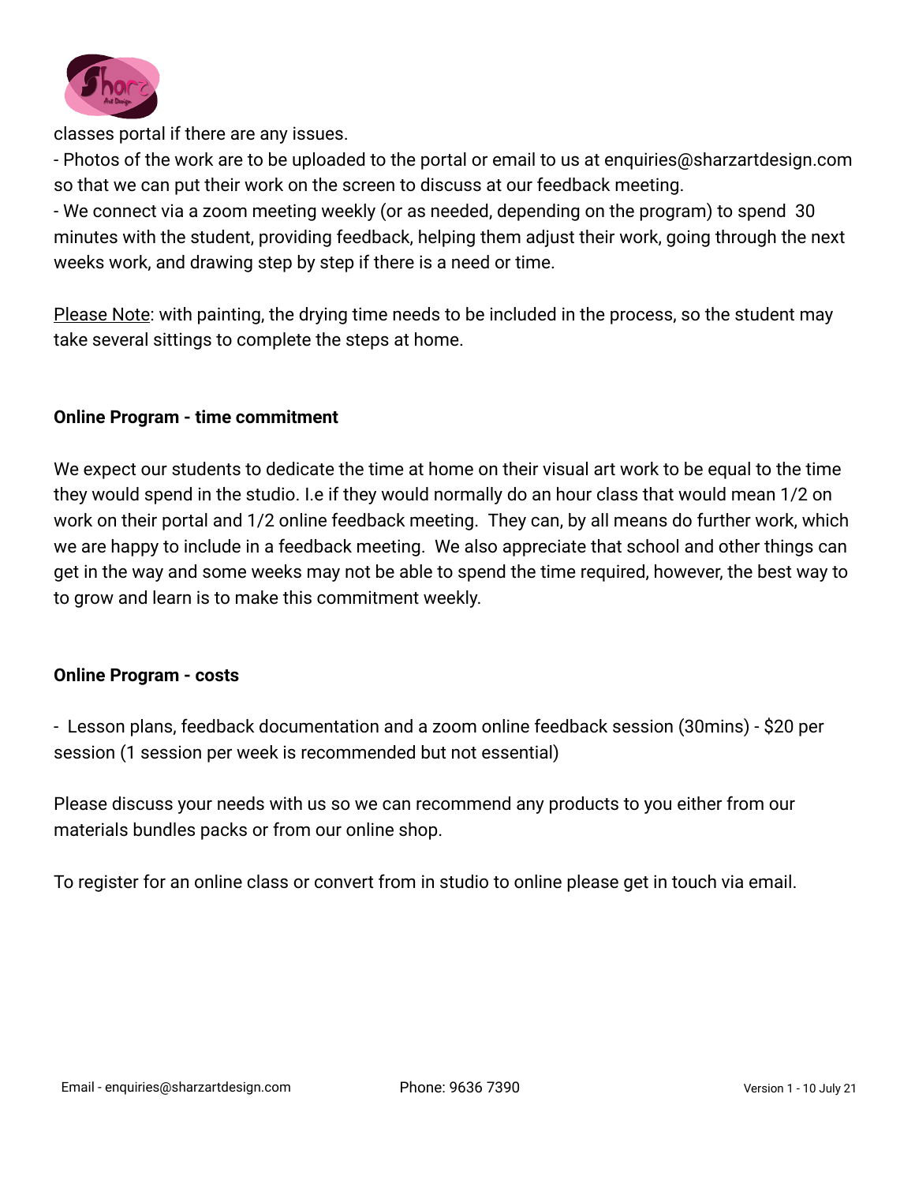classes portal if there are any issues.
- Photos of the work are to be uploaded to the portal or email to us at enquiries@sharzartdesign.com so that we can put their work on the screen to discuss at our feedback meeting.
- We connect via a zoom meeting weekly (or as needed, depending on the program) to spend 30 minutes with the student, providing feedback, helping them adjust their work, going through the next weeks work, and drawing step by step if there is a need or time.

Please Note: with painting, the drying time needs to be included in the process, so the student may take several sittings to complete the steps at home.

**Online Program - time commitment**

We expect our students to dedicate the time at home on their visual art work to be equal to the time they would spend in the studio. I.e if they would normally do an hour class that would mean 1/2 on work on their portal and 1/2 online feedback meeting. They can, by all means do further work, which we are happy to include in a feedback meeting. We also appreciate that school and other things can get in the way and some weeks may not be able to spend the time required, however, the best way to to grow and learn is to make this commitment weekly.

**Online Program - costs**

- Lesson plans, feedback documentation and a zoom online feedback session (30mins) - $20 per session (1 session per week is recommended but not essential)

Please discuss your needs with us so we can recommend any products to you either from our materials bundles packs or from our online shop.

To register for an online class or convert from in studio to online please get in touch via email.